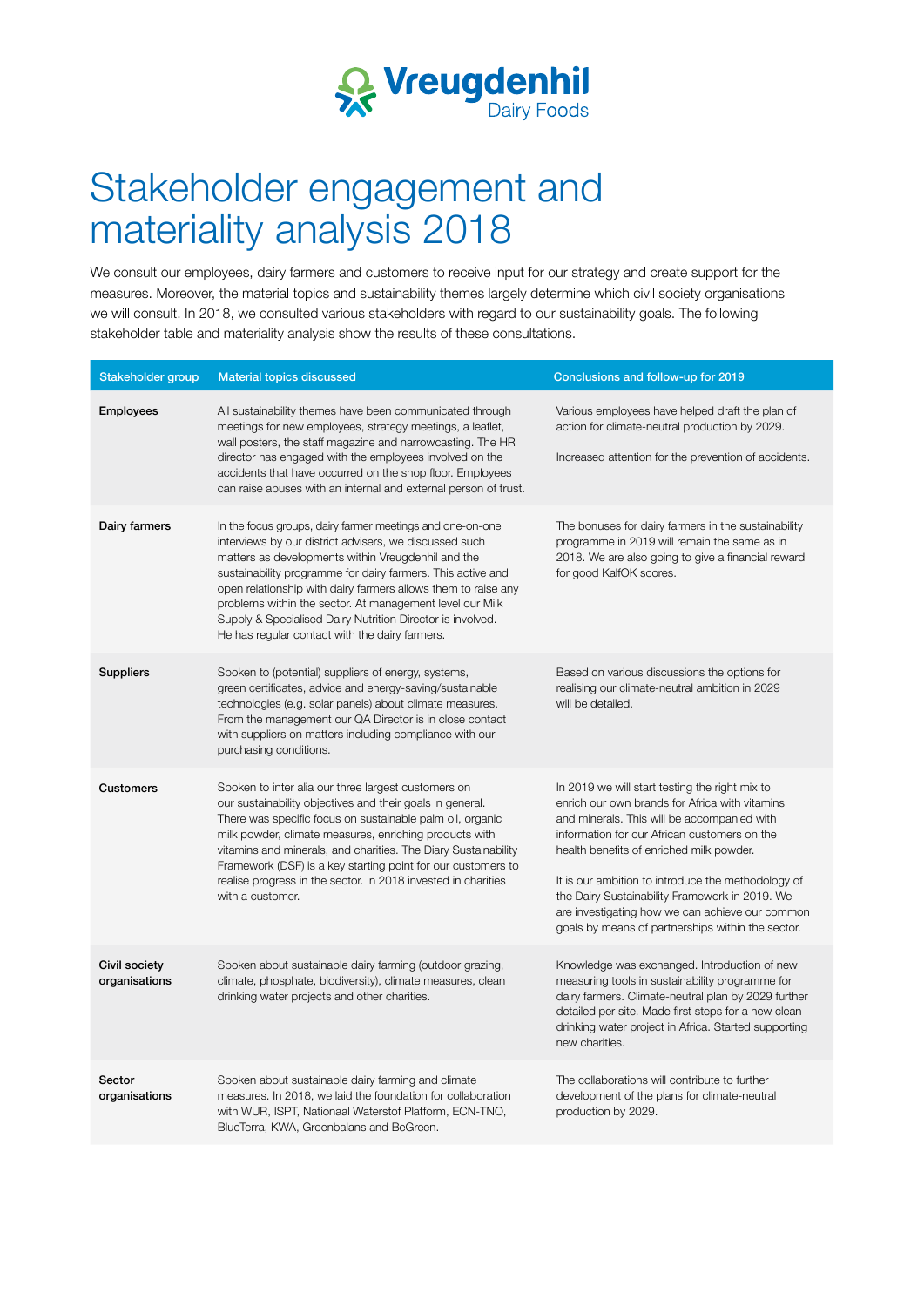Vreugdenhil Dairy Foods

# Stakeholder engagement and materiality analysis 2018

We consult our employees, dairy farmers and customers to receive input for our strategy and create support for the measures. Moreover, the material topics and sustainability themes largely determine which civil society organisations we will consult. In 2018, we consulted various stakeholders with regard to our sustainability goals. The following stakeholder table and materiality analysis show the results of these consultations.

| Stakeholder group | Material topics discussed | Conclusions and follow-up for 2019 |
|---|---|---|
| **Employees** | All sustainability themes have been communicated through meetings for new employees, strategy meetings, a leaflet, wall posters, the staff magazine and narrowcasting. The HR director has engaged with the employees involved on the accidents that have occurred on the shop floor. Employees can raise abuses with an internal and external person of trust. | Various employees have helped draft the plan of action for climate-neutral production by 2029.<br><br>Increased attention for the prevention of accidents. |
| **Dairy farmers** | In the focus groups, dairy farmer meetings and one-on-one interviews by our district advisers, we discussed such matters as developments within Vreugdenhil and the sustainability programme for dairy farmers. This active and open relationship with dairy farmers allows them to raise any problems within the sector. At management level our Milk Supply & Specialised Dairy Nutrition Director is involved. He has regular contact with the dairy farmers. | The bonuses for dairy farmers in the sustainability programme in 2019 will remain the same as in 2018. We are also going to give a financial reward for good KalfOK scores. |
| **Suppliers** | Spoken to (potential) suppliers of energy, systems, green certificates, advice and energy-saving/sustainable technologies (e.g. solar panels) about climate measures. From the management our QA Director is in close contact with suppliers on matters including compliance with our purchasing conditions. | Based on various discussions the options for realising our climate-neutral ambition in 2029 will be detailed. |
| **Customers** | Spoken to inter alia our three largest customers on our sustainability objectives and their goals in general. There was specific focus on sustainable palm oil, organic milk powder, climate measures, enriching products with vitamins and minerals, and charities. The Diary Sustainability Framework (DSF) is a key starting point for our customers to realise progress in the sector. In 2018 invested in charities with a customer. | In 2019 we will start testing the right mix to enrich our own brands for Africa with vitamins and minerals. This will be accompanied with information for our African customers on the health benefits of enriched milk powder.<br><br>It is our ambition to introduce the methodology of the Dairy Sustainability Framework in 2019. We are investigating how we can achieve our common goals by means of partnerships within the sector. |
| **Civil society organisations** | Spoken about sustainable dairy farming (outdoor grazing, climate, phosphate, biodiversity), climate measures, clean drinking water projects and other charities. | Knowledge was exchanged. Introduction of new measuring tools in sustainability programme for dairy farmers. Climate-neutral plan by 2029 further detailed per site. Made first steps for a new clean drinking water project in Africa. Started supporting new charities. |
| **Sector organisations** | Spoken about sustainable dairy farming and climate measures. In 2018, we laid the foundation for collaboration with WUR, ISPT, Nationaal Waterstof Platform, ECN-TNO, BlueTerra, KWA, Groenbalans and BeGreen. | The collaborations will contribute to further development of the plans for climate-neutral production by 2029. |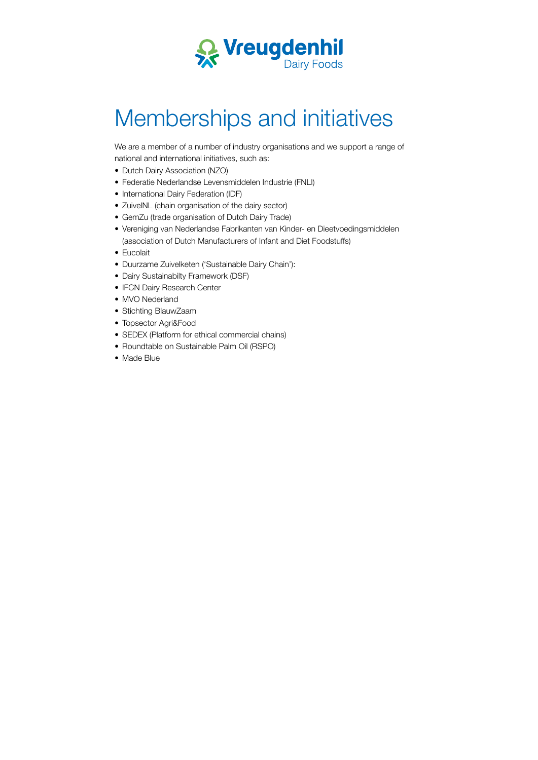# Memberships and initiatives

We are a member of a number of industry organisations and we support a range of national and international initiatives, such as:

- Dutch Dairy Association (NZO)
- Federatie Nederlandse Levensmiddelen Industrie (FNLI)
- International Dairy Federation (IDF)
- ZuivelNL (chain organisation of the dairy sector)
- GemZu (trade organisation of Dutch Dairy Trade)
- Vereniging van Nederlandse Fabrikanten van Kinder- en Dieetvoedingsmiddelen (association of Dutch Manufacturers of Infant and Diet Foodstuffs)
- Eucolait
- Duurzame Zuivelketen ('Sustainable Dairy Chain'):
- Dairy Sustainabilty Framework (DSF)
- IFCN Dairy Research Center
- MVO Nederland
- Stichting BlauwZaam
- Topsector Agri&Food
- SEDEX (Platform for ethical commercial chains)
- Roundtable on Sustainable Palm Oil (RSPO)
- Made Blue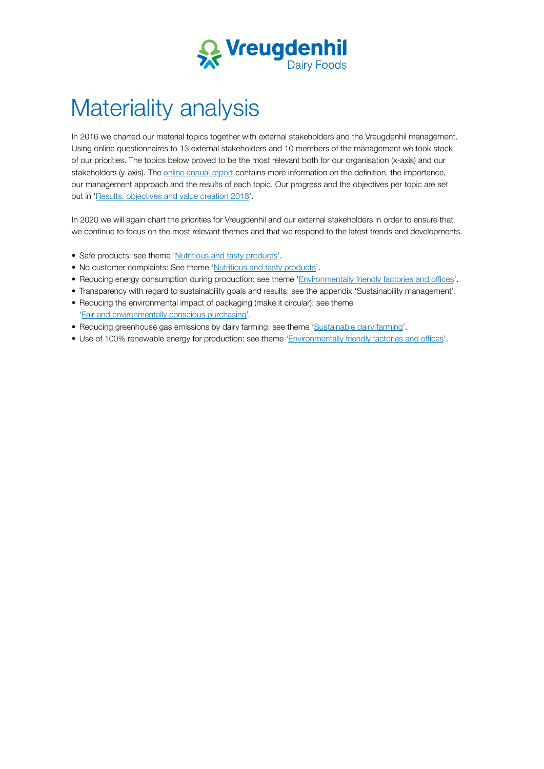# Materiality analysis

In 2016 we charted our material topics together with external stakeholders and the Vreugdenhil management. Using online questionnaires to 13 external stakeholders and 10 members of the management we took stock of our priorities. The topics below proved to be the most relevant both for our organisation (x-axis) and our stakeholders (y-axis). The online annual report contains more information on the definition, the importance, our management approach and the results of each topic. Our progress and the objectives per topic are set out in 'Results, objectives and value creation 2018'.

In 2020 we will again chart the priorities for Vreugdenhil and our external stakeholders in order to ensure that we continue to focus on the most relevant themes and that we respond to the latest trends and developments.

- Safe products: see theme 'Nutritious and tasty products'.
- No customer complaints: See theme 'Nutritious and tasty products'.
- Reducing energy consumption during production: see theme 'Environmentally friendly factories and offices'.
- Transparency with regard to sustainability goals and results: see the appendix 'Sustainability management'.
- Reducing the environmental impact of packaging (make it circular): see theme 'Fair and environmentally conscious purchasing'.
- Reducing greenhouse gas emissions by dairy farming: see theme 'Sustainable dairy farming'.
- Use of 100% renewable energy for production: see theme 'Environmentally friendly factories and offices'.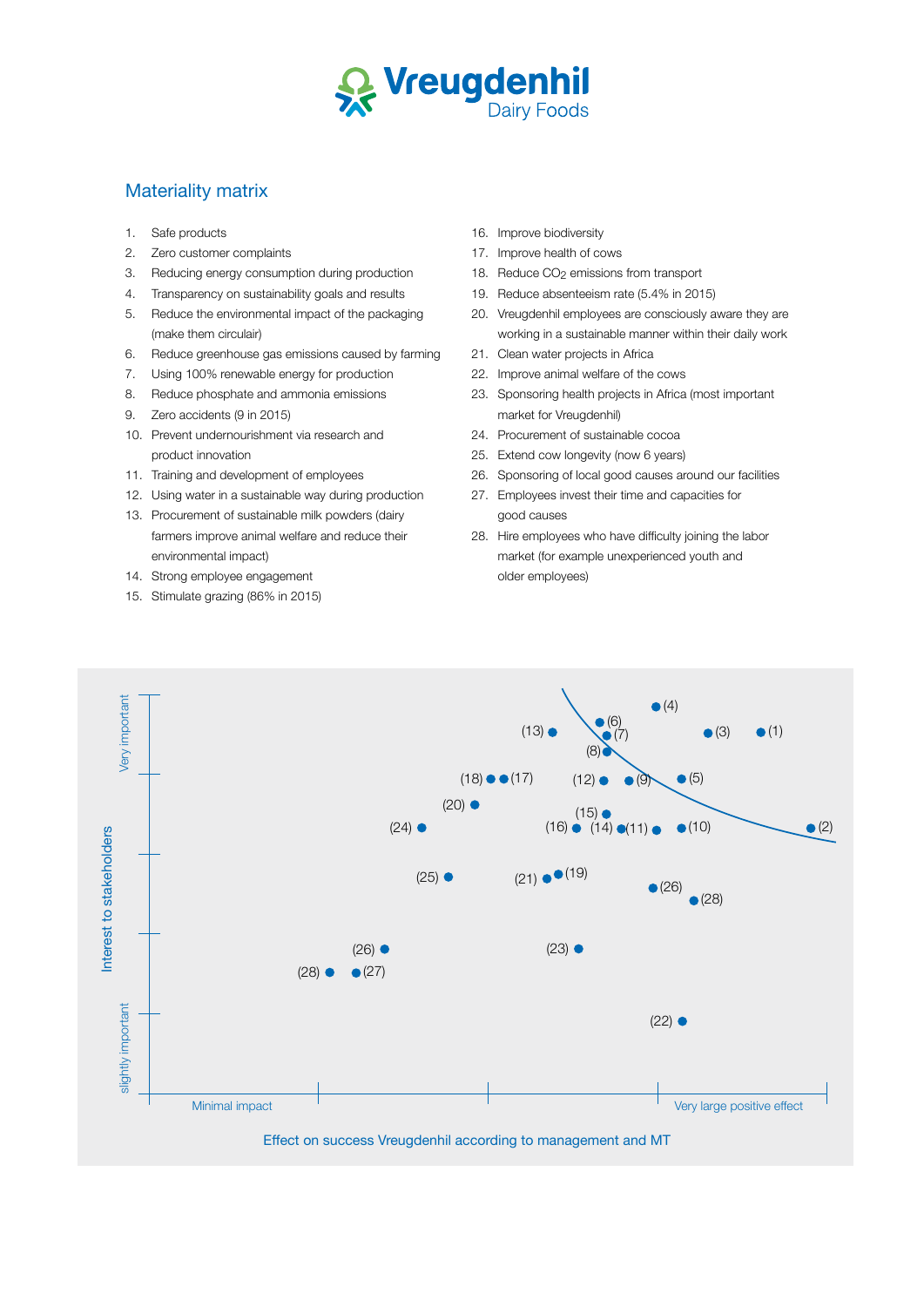Vreugdenhil
Dairy Foods

## Materiality matrix

1. Safe products
2. Zero customer complaints
3. Reducing energy consumption during production
4. Transparency on sustainability goals and results
5. Reduce the environmental impact of the packaging (make them circulair)
6. Reduce greenhouse gas emissions caused by farming
7. Using 100% renewable energy for production
8. Reduce phosphate and ammonia emissions
9. Zero accidents (9 in 2015)
10. Prevent undernourishment via research and product innovation
11. Training and development of employees
12. Using water in a sustainable way during production
13. Procurement of sustainable milk powders (dairy farmers improve animal welfare and reduce their environmental impact)
14. Strong employee engagement
15. Stimulate grazing (86% in 2015)
16. Improve biodiversity
17. Improve health of cows
18. Reduce $CO_2$ emissions from transport
19. Reduce absenteeism rate (5.4% in 2015)
20. Vreugdenhil employees are consciously aware they are working in a sustainable manner within their daily work
21. Clean water projects in Africa
22. Improve animal welfare of the cows
23. Sponsoring health projects in Africa (most important market for Vreugdenhil)
24. Procurement of sustainable cocoa
25. Extend cow longevity (now 6 years)
26. Sponsoring of local good causes around our facilities
27. Employees invest their time and capacities for good causes
28. Hire employees who have difficulty joining the labor market (for example unexperienced youth and older employees)

Interest to stakeholders
Very important
slightly important

(4)
(13) (6) (7) (3) (1)
(8)
(18) (17) (12) (9) (5)
(20)
(15)
(24) (16) (14) (11) (10) (2)
(25) (21) (19) (26) (28)
(26) (23)
(28) (27)
(22)

Minimal impact
Very large positive effect
Effect on success Vreugdenhil according to management and MT